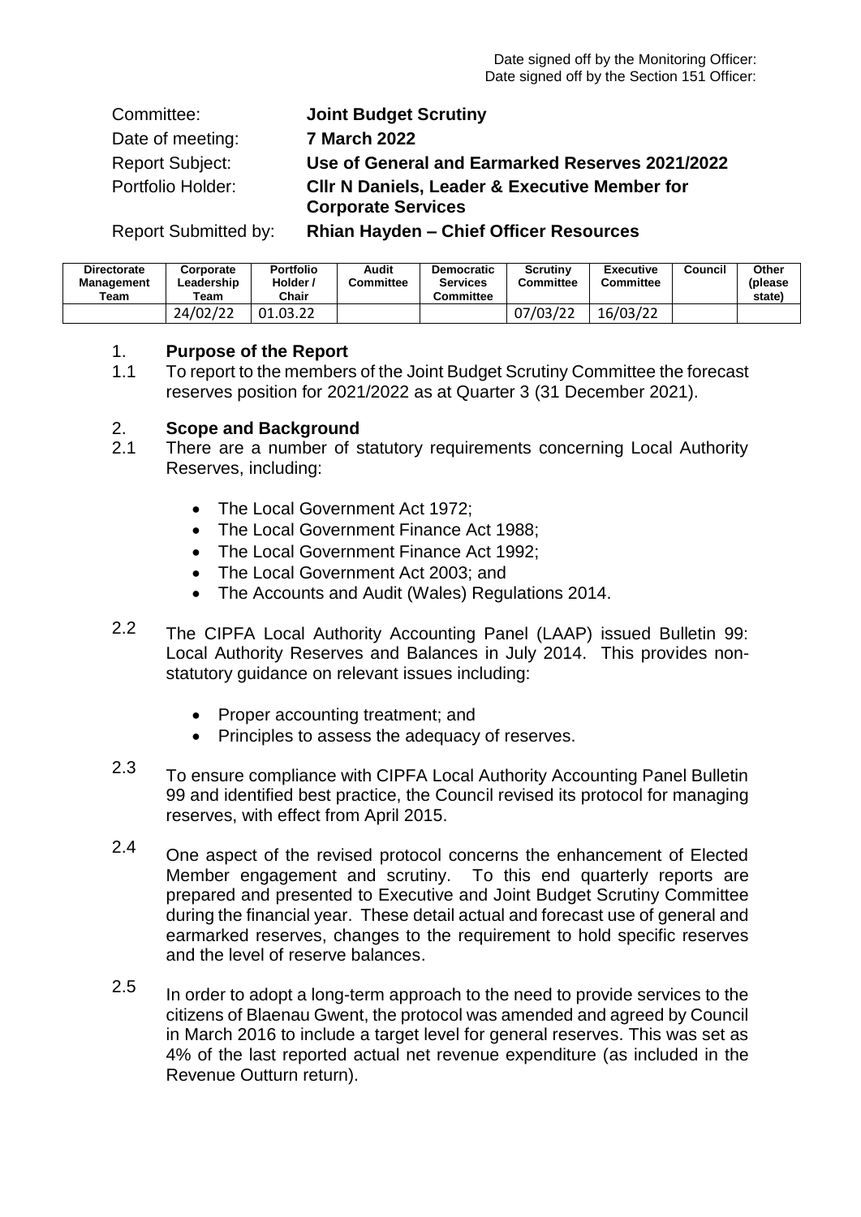Date signed off by the Monitoring Officer:
Date signed off by the Section 151 Officer:

| | |
|---|---|
| Committee: | **Joint Budget Scrutiny** |
| Date of meeting: | **7 March 2022** |
| Report Subject: | **Use of General and Earmarked Reserves 2021/2022** |
| Portfolio Holder: | **Cllr N Daniels, Leader & Executive Member for Corporate Services** |
| Report Submitted by: | **Rhian Hayden – Chief Officer Resources** |

| Directorate Management Team | Corporate Leadership Team | Portfolio Holder / Chair | Audit Committee | Democratic Services Committee | Scrutiny Committee | Executive Committee | Council | Other (please state) |
|---|---|---|---|---|---|---|---|---|
| | 24/02/22 | 01.03.22 | | | 07/03/22 | 16/03/22 | | |

## 1. Purpose of the Report

1.1 To report to the members of the Joint Budget Scrutiny Committee the forecast reserves position for 2021/2022 as at Quarter 3 (31 December 2021).

## 2. Scope and Background

2.1 There are a number of statutory requirements concerning Local Authority Reserves, including:

- The Local Government Act 1972;
- The Local Government Finance Act 1988;
- The Local Government Finance Act 1992;
- The Local Government Act 2003; and
- The Accounts and Audit (Wales) Regulations 2014.

2.2 The CIPFA Local Authority Accounting Panel (LAAP) issued Bulletin 99: Local Authority Reserves and Balances in July 2014. This provides non-statutory guidance on relevant issues including:

- Proper accounting treatment; and
- Principles to assess the adequacy of reserves.

2.3 To ensure compliance with CIPFA Local Authority Accounting Panel Bulletin 99 and identified best practice, the Council revised its protocol for managing reserves, with effect from April 2015.

2.4 One aspect of the revised protocol concerns the enhancement of Elected Member engagement and scrutiny. To this end quarterly reports are prepared and presented to Executive and Joint Budget Scrutiny Committee during the financial year. These detail actual and forecast use of general and earmarked reserves, changes to the requirement to hold specific reserves and the level of reserve balances.

2.5 In order to adopt a long-term approach to the need to provide services to the citizens of Blaenau Gwent, the protocol was amended and agreed by Council in March 2016 to include a target level for general reserves. This was set as 4% of the last reported actual net revenue expenditure (as included in the Revenue Outturn return).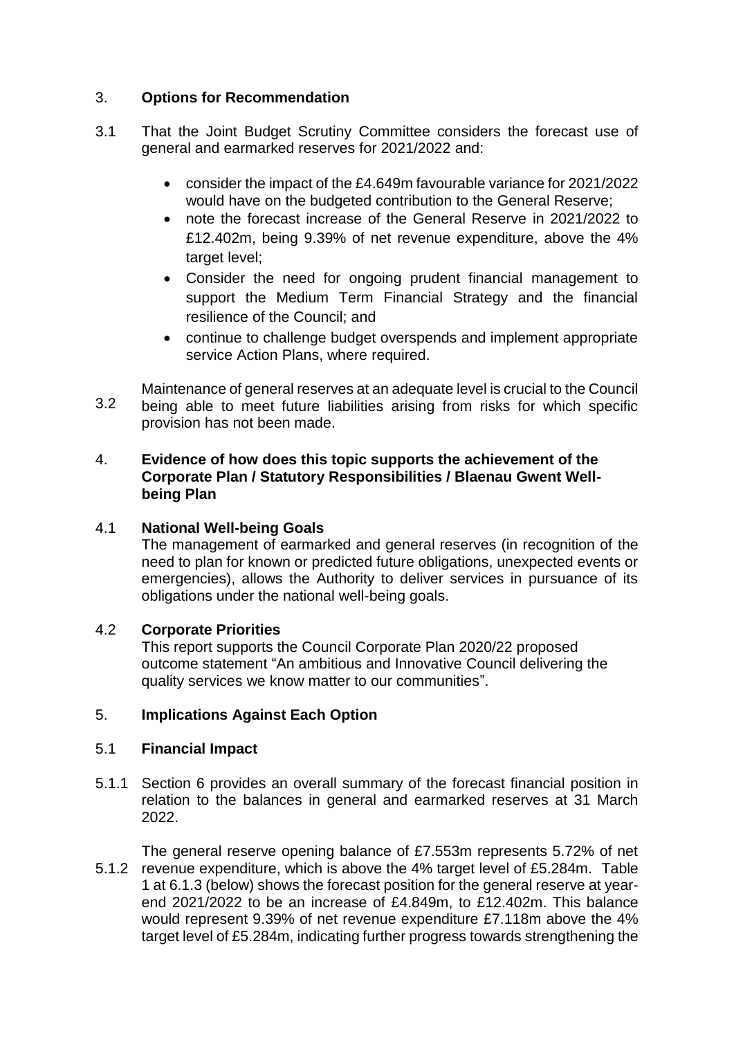## 3. Options for Recommendation

3.1 That the Joint Budget Scrutiny Committee considers the forecast use of general and earmarked reserves for 2021/2022 and:

- consider the impact of the £4.649m favourable variance for 2021/2022 would have on the budgeted contribution to the General Reserve;
- note the forecast increase of the General Reserve in 2021/2022 to £12.402m, being 9.39% of net revenue expenditure, above the 4% target level;
- Consider the need for ongoing prudent financial management to support the Medium Term Financial Strategy and the financial resilience of the Council; and
- continue to challenge budget overspends and implement appropriate service Action Plans, where required.

3.2 Maintenance of general reserves at an adequate level is crucial to the Council being able to meet future liabilities arising from risks for which specific provision has not been made.

## 4. Evidence of how does this topic supports the achievement of the Corporate Plan / Statutory Responsibilities / Blaenau Gwent Well-being Plan

### 4.1 National Well-being Goals

The management of earmarked and general reserves (in recognition of the need to plan for known or predicted future obligations, unexpected events or emergencies), allows the Authority to deliver services in pursuance of its obligations under the national well-being goals.

### 4.2 Corporate Priorities

This report supports the Council Corporate Plan 2020/22 proposed outcome statement "An ambitious and Innovative Council delivering the quality services we know matter to our communities".

## 5. Implications Against Each Option

### 5.1 Financial Impact

5.1.1 Section 6 provides an overall summary of the forecast financial position in relation to the balances in general and earmarked reserves at 31 March 2022.

5.1.2 The general reserve opening balance of £7.553m represents 5.72% of net revenue expenditure, which is above the 4% target level of £5.284m. Table 1 at 6.1.3 (below) shows the forecast position for the general reserve at year-end 2021/2022 to be an increase of £4.849m, to £12.402m. This balance would represent 9.39% of net revenue expenditure £7.118m above the 4% target level of £5.284m, indicating further progress towards strengthening the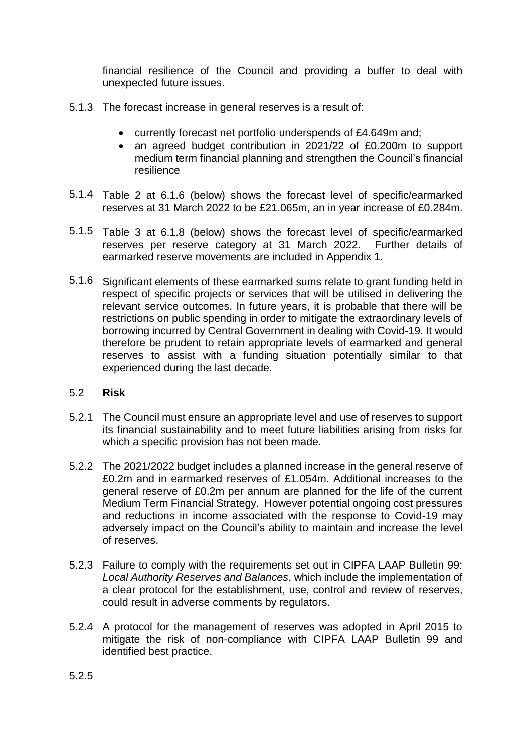financial resilience of the Council and providing a buffer to deal with unexpected future issues.

5.1.3 The forecast increase in general reserves is a result of:

- currently forecast net portfolio underspends of £4.649m and;
- an agreed budget contribution in 2021/22 of £0.200m to support medium term financial planning and strengthen the Council's financial resilience

5.1.4 Table 2 at 6.1.6 (below) shows the forecast level of specific/earmarked reserves at 31 March 2022 to be £21.065m, an in year increase of £0.284m.

5.1.5 Table 3 at 6.1.8 (below) shows the forecast level of specific/earmarked reserves per reserve category at 31 March 2022. Further details of earmarked reserve movements are included in Appendix 1.

5.1.6 Significant elements of these earmarked sums relate to grant funding held in respect of specific projects or services that will be utilised in delivering the relevant service outcomes. In future years, it is probable that there will be restrictions on public spending in order to mitigate the extraordinary levels of borrowing incurred by Central Government in dealing with Covid-19. It would therefore be prudent to retain appropriate levels of earmarked and general reserves to assist with a funding situation potentially similar to that experienced during the last decade.

## 5.2 **Risk**

5.2.1 The Council must ensure an appropriate level and use of reserves to support its financial sustainability and to meet future liabilities arising from risks for which a specific provision has not been made.

5.2.2 The 2021/2022 budget includes a planned increase in the general reserve of £0.2m and in earmarked reserves of £1.054m. Additional increases to the general reserve of £0.2m per annum are planned for the life of the current Medium Term Financial Strategy. However potential ongoing cost pressures and reductions in income associated with the response to Covid-19 may adversely impact on the Council's ability to maintain and increase the level of reserves.

5.2.3 Failure to comply with the requirements set out in CIPFA LAAP Bulletin 99: *Local Authority Reserves and Balances*, which include the implementation of a clear protocol for the establishment, use, control and review of reserves, could result in adverse comments by regulators.

5.2.4 A protocol for the management of reserves was adopted in April 2015 to mitigate the risk of non-compliance with CIPFA LAAP Bulletin 99 and identified best practice.

5.2.5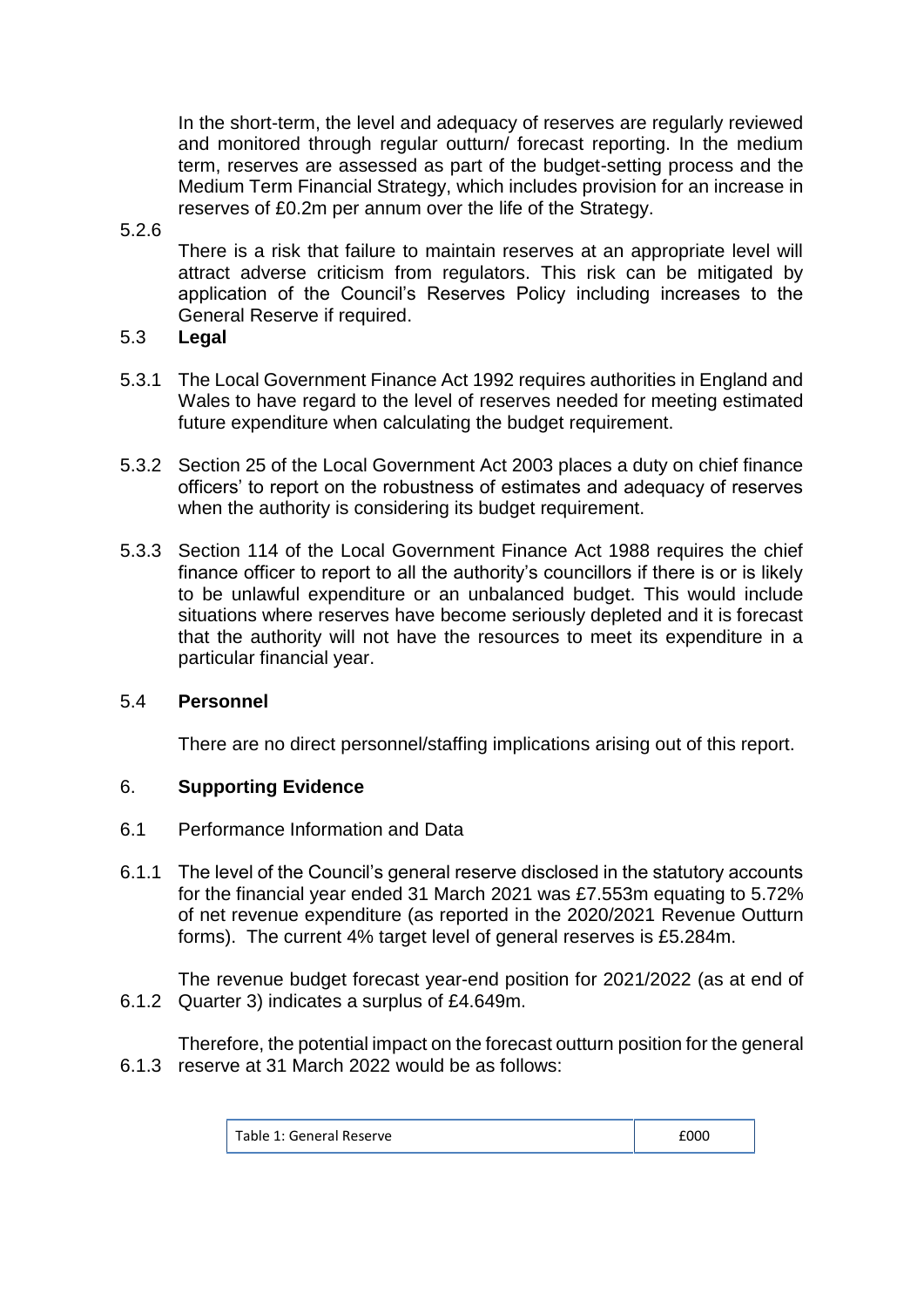In the short-term, the level and adequacy of reserves are regularly reviewed and monitored through regular outturn/ forecast reporting. In the medium term, reserves are assessed as part of the budget-setting process and the Medium Term Financial Strategy, which includes provision for an increase in reserves of £0.2m per annum over the life of the Strategy.

5.2.6 There is a risk that failure to maintain reserves at an appropriate level will attract adverse criticism from regulators. This risk can be mitigated by application of the Council's Reserves Policy including increases to the General Reserve if required.

## 5.3 **Legal**

5.3.1 The Local Government Finance Act 1992 requires authorities in England and Wales to have regard to the level of reserves needed for meeting estimated future expenditure when calculating the budget requirement.

5.3.2 Section 25 of the Local Government Act 2003 places a duty on chief finance officers' to report on the robustness of estimates and adequacy of reserves when the authority is considering its budget requirement.

5.3.3 Section 114 of the Local Government Finance Act 1988 requires the chief finance officer to report to all the authority's councillors if there is or is likely to be unlawful expenditure or an unbalanced budget. This would include situations where reserves have become seriously depleted and it is forecast that the authority will not have the resources to meet its expenditure in a particular financial year.

## 5.4 **Personnel**

There are no direct personnel/staffing implications arising out of this report.

## 6. **Supporting Evidence**

6.1 Performance Information and Data

6.1.1 The level of the Council's general reserve disclosed in the statutory accounts for the financial year ended 31 March 2021 was £7.553m equating to 5.72% of net revenue expenditure (as reported in the 2020/2021 Revenue Outturn forms). The current 4% target level of general reserves is £5.284m.

6.1.2 The revenue budget forecast year-end position for 2021/2022 (as at end of Quarter 3) indicates a surplus of £4.649m.

6.1.3 Therefore, the potential impact on the forecast outturn position for the general reserve at 31 March 2022 would be as follows:

| Table 1: General Reserve | £000 |
|---|---|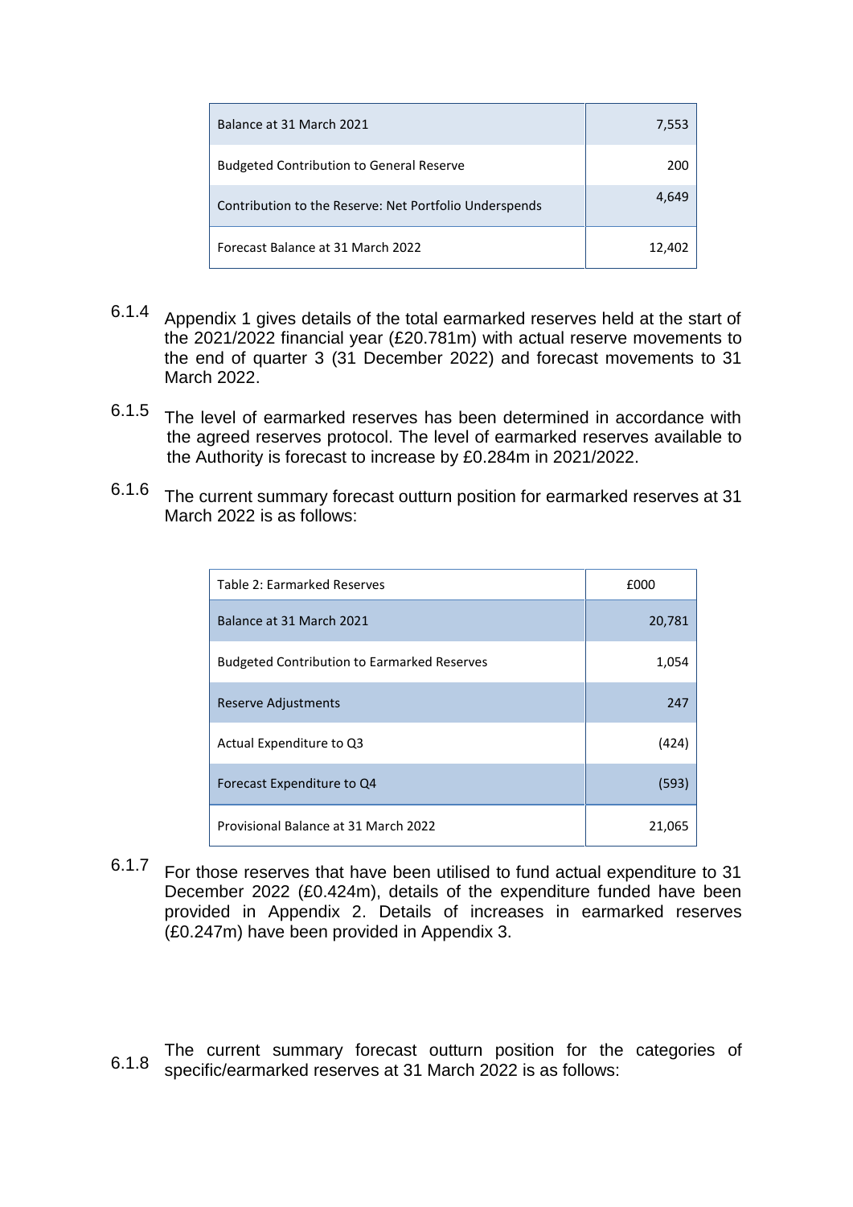| Balance at 31 March 2021 | 7,553 |
|---|---|
| Budgeted Contribution to General Reserve | 200 |
| Contribution to the Reserve: Net Portfolio Underspends | 4,649 |
| Forecast Balance at 31 March 2022 | 12,402 |

6.1.4 Appendix 1 gives details of the total earmarked reserves held at the start of the 2021/2022 financial year (£20.781m) with actual reserve movements to the end of quarter 3 (31 December 2022) and forecast movements to 31 March 2022.

6.1.5 The level of earmarked reserves has been determined in accordance with the agreed reserves protocol. The level of earmarked reserves available to the Authority is forecast to increase by £0.284m in 2021/2022.

6.1.6 The current summary forecast outturn position for earmarked reserves at 31 March 2022 is as follows:

| Table 2: Earmarked Reserves | £000 |
|---|---|
| Balance at 31 March 2021 | 20,781 |
| Budgeted Contribution to Earmarked Reserves | 1,054 |
| Reserve Adjustments | 247 |
| Actual Expenditure to Q3 | (424) |
| Forecast Expenditure to Q4 | (593) |
| Provisional Balance at 31 March 2022 | 21,065 |

6.1.7 For those reserves that have been utilised to fund actual expenditure to 31 December 2022 (£0.424m), details of the expenditure funded have been provided in Appendix 2. Details of increases in earmarked reserves (£0.247m) have been provided in Appendix 3.

6.1.8 The current summary forecast outturn position for the categories of specific/earmarked reserves at 31 March 2022 is as follows: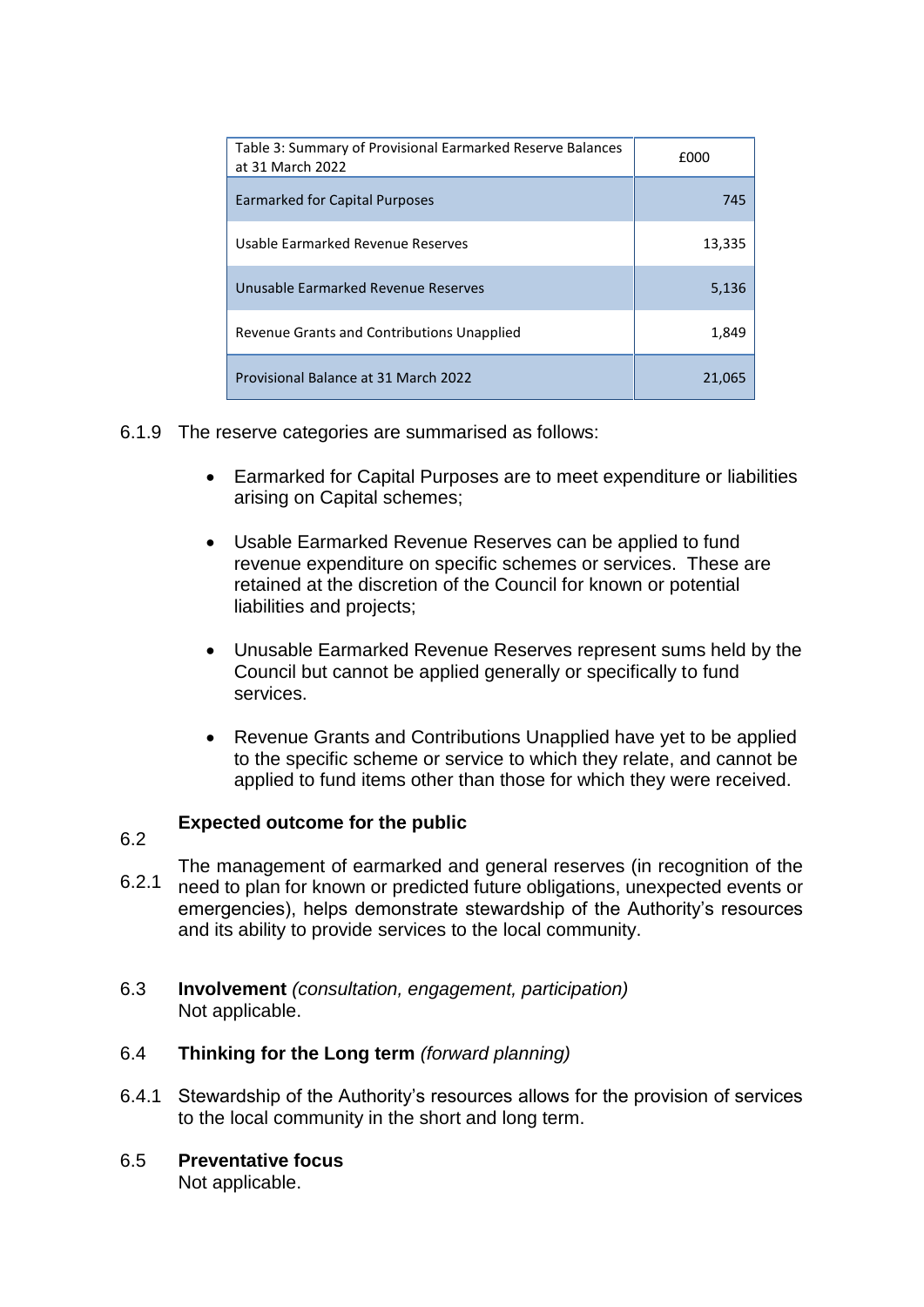| Table 3: Summary of Provisional Earmarked Reserve Balances at 31 March 2022 | £000 |
|---|---|
| Earmarked for Capital Purposes | 745 |
| Usable Earmarked Revenue Reserves | 13,335 |
| Unusable Earmarked Revenue Reserves | 5,136 |
| Revenue Grants and Contributions Unapplied | 1,849 |
| Provisional Balance at 31 March 2022 | 21,065 |

6.1.9 The reserve categories are summarised as follows:

- Earmarked for Capital Purposes are to meet expenditure or liabilities arising on Capital schemes;
- Usable Earmarked Revenue Reserves can be applied to fund revenue expenditure on specific schemes or services. These are retained at the discretion of the Council for known or potential liabilities and projects;
- Unusable Earmarked Revenue Reserves represent sums held by the Council but cannot be applied generally or specifically to fund services.
- Revenue Grants and Contributions Unapplied have yet to be applied to the specific scheme or service to which they relate, and cannot be applied to fund items other than those for which they were received.

6.2 **Expected outcome for the public**

6.2.1 The management of earmarked and general reserves (in recognition of the need to plan for known or predicted future obligations, unexpected events or emergencies), helps demonstrate stewardship of the Authority's resources and its ability to provide services to the local community.

6.3 **Involvement** *(consultation, engagement, participation)*
Not applicable.

6.4 **Thinking for the Long term** *(forward planning)*

6.4.1 Stewardship of the Authority's resources allows for the provision of services to the local community in the short and long term.

6.5 **Preventative focus**
Not applicable.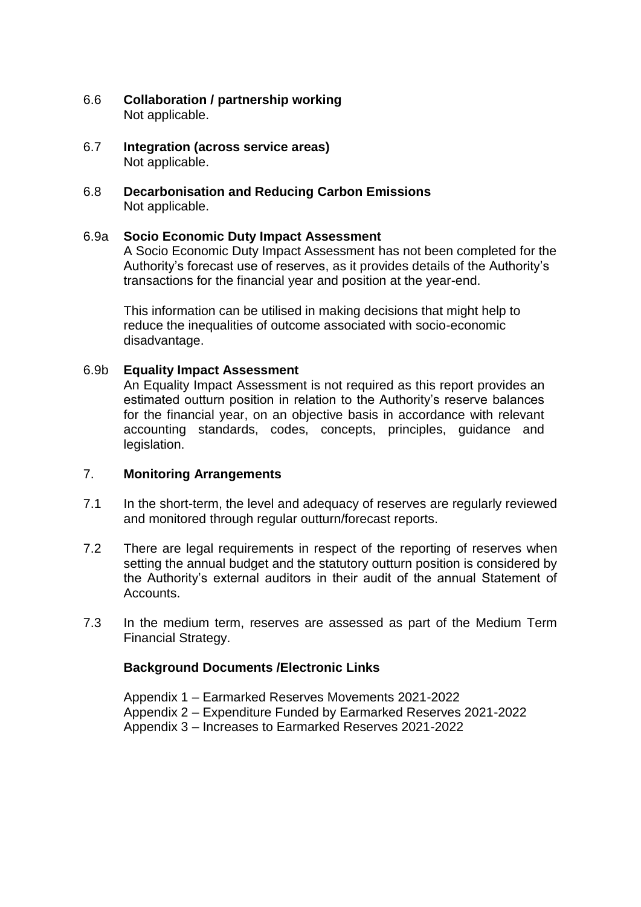### 6.6 Collaboration / partnership working

Not applicable.

### 6.7 Integration (across service areas)

Not applicable.

### 6.8 Decarbonisation and Reducing Carbon Emissions

Not applicable.

### 6.9a Socio Economic Duty Impact Assessment

A Socio Economic Duty Impact Assessment has not been completed for the Authority's forecast use of reserves, as it provides details of the Authority's transactions for the financial year and position at the year-end.

This information can be utilised in making decisions that might help to reduce the inequalities of outcome associated with socio-economic disadvantage.

### 6.9b Equality Impact Assessment

An Equality Impact Assessment is not required as this report provides an estimated outturn position in relation to the Authority's reserve balances for the financial year, on an objective basis in accordance with relevant accounting standards, codes, concepts, principles, guidance and legislation.

## 7. Monitoring Arrangements

7.1 In the short-term, the level and adequacy of reserves are regularly reviewed and monitored through regular outturn/forecast reports.

7.2 There are legal requirements in respect of the reporting of reserves when setting the annual budget and the statutory outturn position is considered by the Authority's external auditors in their audit of the annual Statement of Accounts.

7.3 In the medium term, reserves are assessed as part of the Medium Term Financial Strategy.

**Background Documents /Electronic Links**

Appendix 1 – Earmarked Reserves Movements 2021-2022
Appendix 2 – Expenditure Funded by Earmarked Reserves 2021-2022
Appendix 3 – Increases to Earmarked Reserves 2021-2022